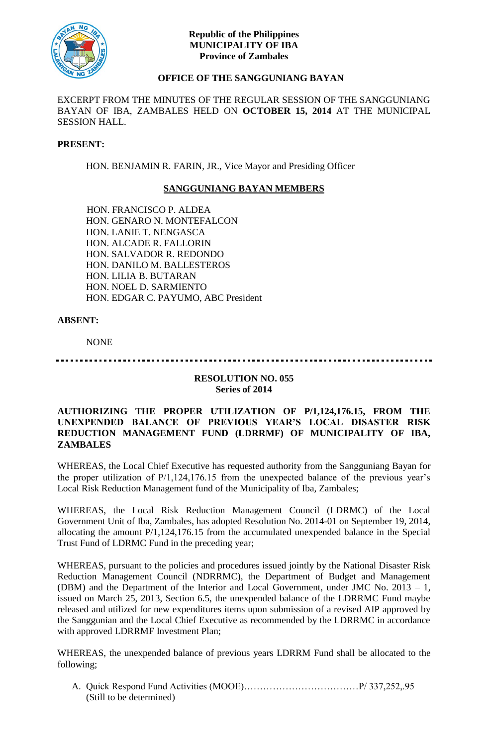**Republic of the Philippines**
**MUNICIPALITY OF IBA**
**Province of Zambales**

**OFFICE OF THE SANGGUNIANG BAYAN**

EXCERPT FROM THE MINUTES OF THE REGULAR SESSION OF THE SANGGUNIANG BAYAN OF IBA, ZAMBALES HELD ON **OCTOBER 15, 2014** AT THE MUNICIPAL SESSION HALL.

**PRESENT:**

HON. BENJAMIN R. FARIN, JR., Vice Mayor and Presiding Officer

**SANGGUNIANG BAYAN MEMBERS**

HON. FRANCISCO P. ALDEA
HON. GENARO N. MONTEFALCON
HON. LANIE T. NENGASCA
HON. ALCADE R. FALLORIN
HON. SALVADOR R. REDONDO
HON. DANILO M. BALLESTEROS
HON. LILIA B. BUTARAN
HON. NOEL D. SARMIENTO
HON. EDGAR C. PAYUMO, ABC President

**ABSENT:**

NONE

---

**RESOLUTION NO. 055**
**Series of 2014**

**AUTHORIZING THE PROPER UTILIZATION OF P/1,124,176.15, FROM THE UNEXPENDED BALANCE OF PREVIOUS YEAR'S LOCAL DISASTER RISK REDUCTION MANAGEMENT FUND (LDRRMF) OF MUNICIPALITY OF IBA, ZAMBALES**

WHEREAS, the Local Chief Executive has requested authority from the Sangguniang Bayan for the proper utilization of P/1,124,176.15 from the unexpected balance of the previous year's Local Risk Reduction Management fund of the Municipality of Iba, Zambales;

WHEREAS, the Local Risk Reduction Management Council (LDRMC) of the Local Government Unit of Iba, Zambales, has adopted Resolution No. 2014-01 on September 19, 2014, allocating the amount P/1,124,176.15 from the accumulated unexpended balance in the Special Trust Fund of LDRMC Fund in the preceding year;

WHEREAS, pursuant to the policies and procedures issued jointly by the National Disaster Risk Reduction Management Council (NDRRMC), the Department of Budget and Management (DBM) and the Department of the Interior and Local Government, under JMC No. 2013 – 1, issued on March 25, 2013, Section 6.5, the unexpended balance of the LDRRMC Fund maybe released and utilized for new expenditures items upon submission of a revised AIP approved by the Sanggunian and the Local Chief Executive as recommended by the LDRRMC in accordance with approved LDRRMF Investment Plan;

WHEREAS, the unexpended balance of previous years LDRRM Fund shall be allocated to the following;

A. Quick Respond Fund Activities (MOOE)……………………………P/ 337,252,.95
(Still to be determined)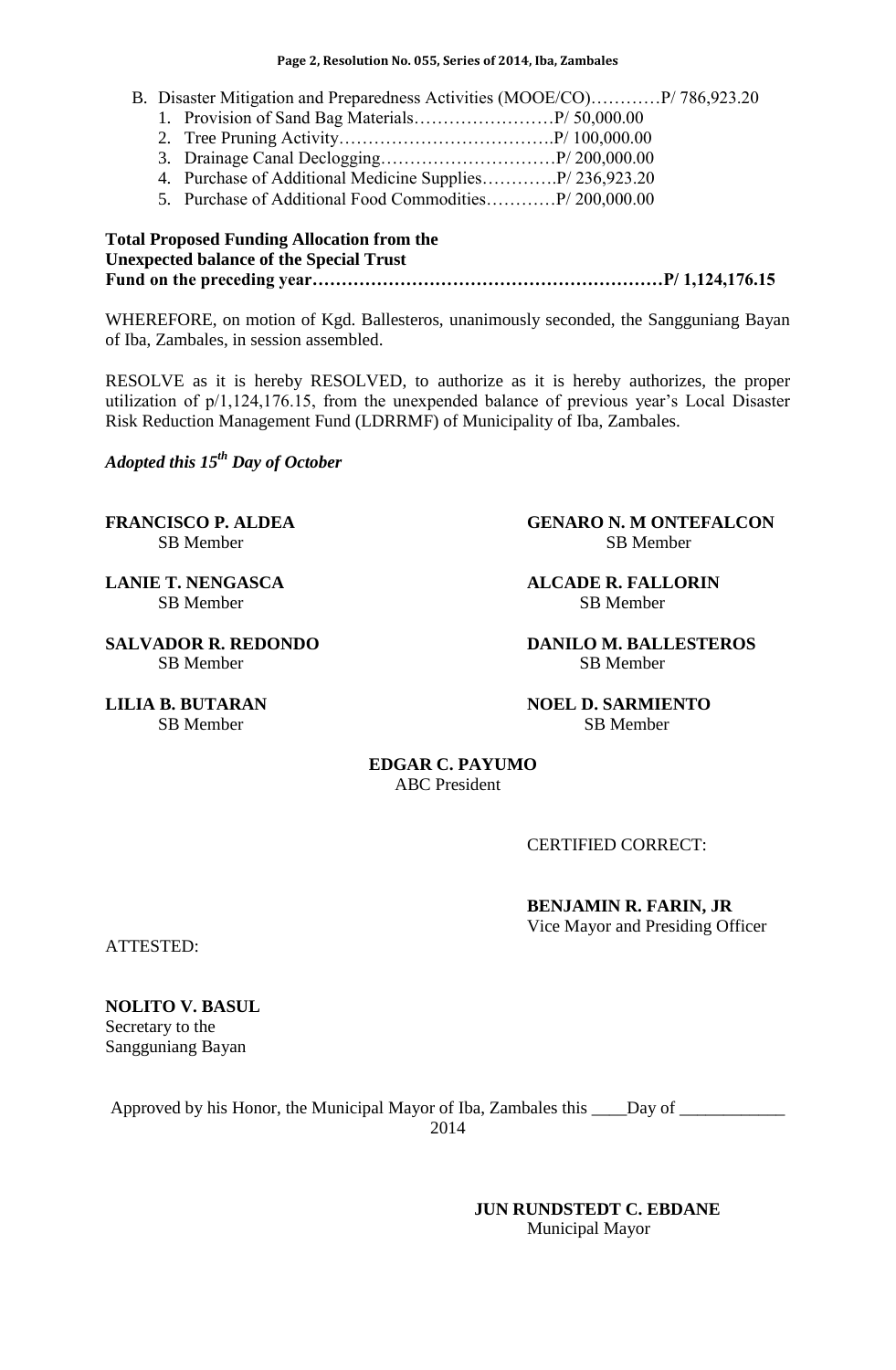B. Disaster Mitigation and Preparedness Activities (MOOE/CO)…………P/ 786,923.20
   1. Provision of Sand Bag Materials……………………P/ 50,000.00
   2. Tree Pruning Activity……………………………….P/ 100,000.00
   3. Drainage Canal Declogging…………………………P/ 200,000.00
   4. Purchase of Additional Medicine Supplies………….P/ 236,923.20
   5. Purchase of Additional Food Commodities…………P/ 200,000.00

**Total Proposed Funding Allocation from the Unexpected balance of the Special Trust Fund on the preceding year……………………………………………………P/ 1,124,176.15**

WHEREFORE, on motion of Kgd. Ballesteros, unanimously seconded, the Sangguniang Bayan of Iba, Zambales, in session assembled.

RESOLVE as it is hereby RESOLVED, to authorize as it is hereby authorizes, the proper utilization of p/1,124,176.15, from the unexpended balance of previous year's Local Disaster Risk Reduction Management Fund (LDRRMF) of Municipality of Iba, Zambales.

***Adopted this 15th Day of October***

**FRANCISCO P. ALDEA**
SB Member

**GENARO N. M ONTEFALCON**
SB Member

**LANIE T. NENGASCA**
SB Member

**ALCADE R. FALLORIN**
SB Member

**SALVADOR R. REDONDO**
SB Member

**DANILO M. BALLESTEROS**
SB Member

**LILIA B. BUTARAN**
SB Member

**NOEL D. SARMIENTO**
SB Member

**EDGAR C. PAYUMO**
ABC President

CERTIFIED CORRECT:

**BENJAMIN R. FARIN, JR**
Vice Mayor and Presiding Officer

ATTESTED:

**NOLITO V. BASUL**
Secretary to the
Sangguniang Bayan

Approved by his Honor, the Municipal Mayor of Iba, Zambales this ____Day of ____________ 2014

**JUN RUNDSTEDT C. EBDANE**
Municipal Mayor